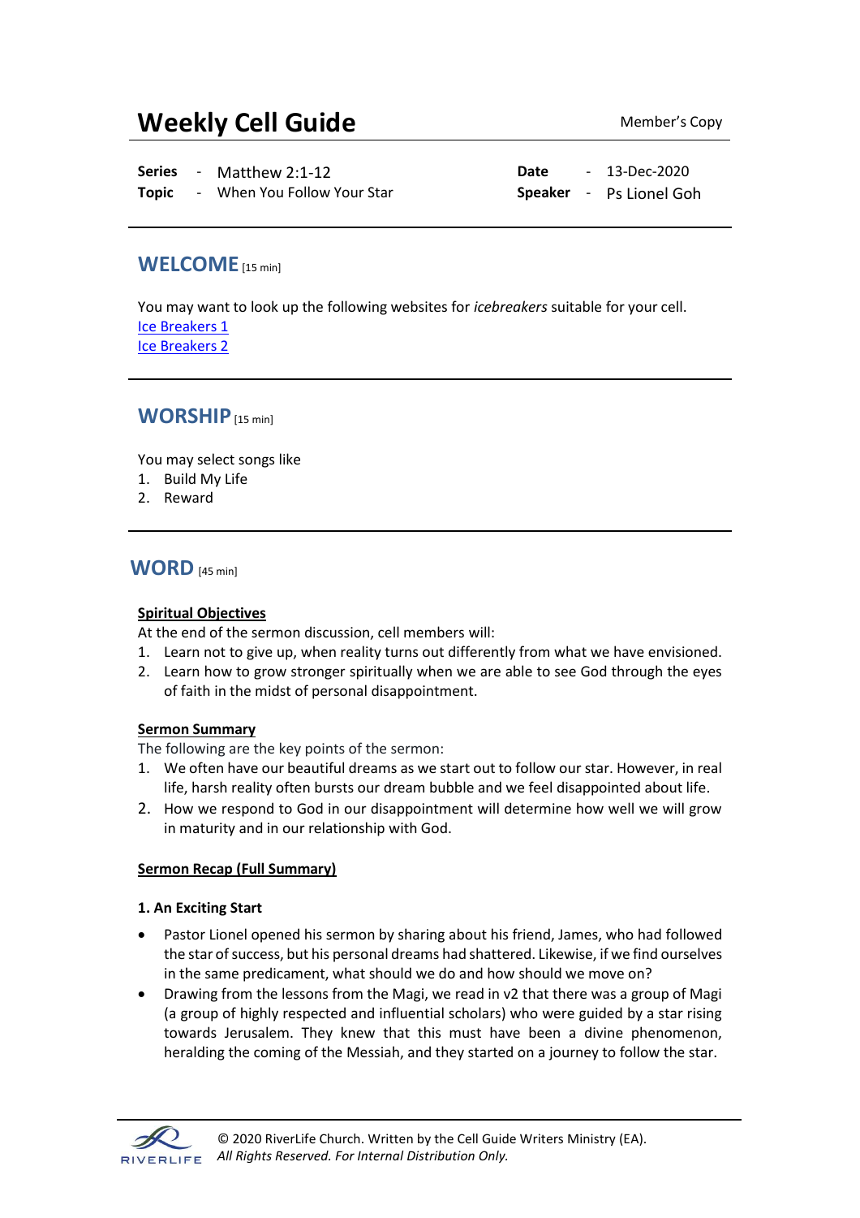# Weekly Cell Guide

Member's Copy

**Series** - Matthew 2:1-12
**Topic** - When You Follow Your Star

**Date** - 13-Dec-2020
**Speaker** - Ps Lionel Goh

## WELCOME [15 min]

You may want to look up the following websites for *icebreakers* suitable for your cell.
Ice Breakers 1
Ice Breakers 2

## WORSHIP [15 min]

You may select songs like

1. Build My Life
2. Reward

## WORD [45 min]

**Spiritual Objectives**

At the end of the sermon discussion, cell members will:

1. Learn not to give up, when reality turns out differently from what we have envisioned.
2. Learn how to grow stronger spiritually when we are able to see God through the eyes of faith in the midst of personal disappointment.

**Sermon Summary**

The following are the key points of the sermon:

1. We often have our beautiful dreams as we start out to follow our star. However, in real life, harsh reality often bursts our dream bubble and we feel disappointed about life.
2. How we respond to God in our disappointment will determine how well we will grow in maturity and in our relationship with God.

**Sermon Recap (Full Summary)**

**1. An Exciting Start**

- Pastor Lionel opened his sermon by sharing about his friend, James, who had followed the star of success, but his personal dreams had shattered. Likewise, if we find ourselves in the same predicament, what should we do and how should we move on?
- Drawing from the lessons from the Magi, we read in v2 that there was a group of Magi (a group of highly respected and influential scholars) who were guided by a star rising towards Jerusalem. They knew that this must have been a divine phenomenon, heralding the coming of the Messiah, and they started on a journey to follow the star.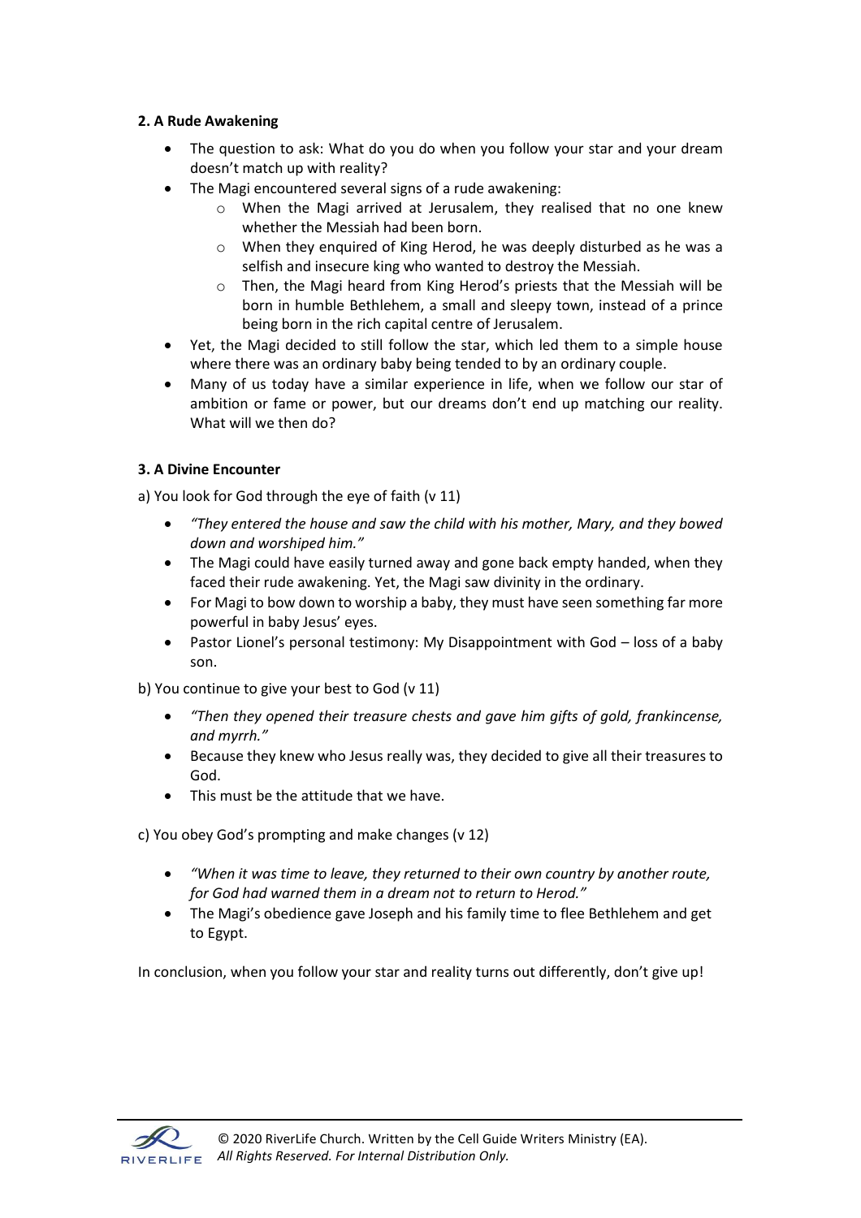**2. A Rude Awakening**

- The question to ask: What do you do when you follow your star and your dream doesn't match up with reality?
- The Magi encountered several signs of a rude awakening:
  - When the Magi arrived at Jerusalem, they realised that no one knew whether the Messiah had been born.
  - When they enquired of King Herod, he was deeply disturbed as he was a selfish and insecure king who wanted to destroy the Messiah.
  - Then, the Magi heard from King Herod's priests that the Messiah will be born in humble Bethlehem, a small and sleepy town, instead of a prince being born in the rich capital centre of Jerusalem.
- Yet, the Magi decided to still follow the star, which led them to a simple house where there was an ordinary baby being tended to by an ordinary couple.
- Many of us today have a similar experience in life, when we follow our star of ambition or fame or power, but our dreams don't end up matching our reality. What will we then do?

**3. A Divine Encounter**

a) You look for God through the eye of faith (v 11)

- *"They entered the house and saw the child with his mother, Mary, and they bowed down and worshiped him."*
- The Magi could have easily turned away and gone back empty handed, when they faced their rude awakening. Yet, the Magi saw divinity in the ordinary.
- For Magi to bow down to worship a baby, they must have seen something far more powerful in baby Jesus' eyes.
- Pastor Lionel's personal testimony: My Disappointment with God – loss of a baby son.

b) You continue to give your best to God (v 11)

- *"Then they opened their treasure chests and gave him gifts of gold, frankincense, and myrrh."*
- Because they knew who Jesus really was, they decided to give all their treasures to God.
- This must be the attitude that we have.

c) You obey God's prompting and make changes (v 12)

- *"When it was time to leave, they returned to their own country by another route, for God had warned them in a dream not to return to Herod."*
- The Magi's obedience gave Joseph and his family time to flee Bethlehem and get to Egypt.

In conclusion, when you follow your star and reality turns out differently, don't give up!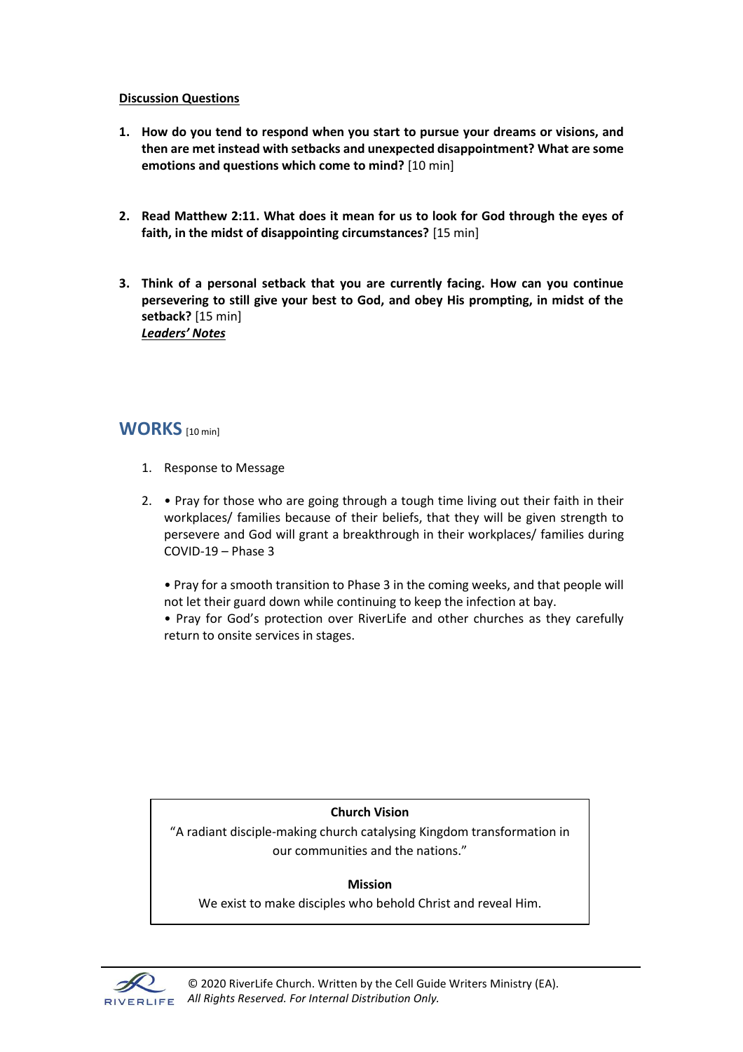**Discussion Questions**

1. **How do you tend to respond when you start to pursue your dreams or visions, and then are met instead with setbacks and unexpected disappointment? What are some emotions and questions which come to mind?** [10 min]

2. **Read Matthew 2:11. What does it mean for us to look for God through the eyes of faith, in the midst of disappointing circumstances?** [15 min]

3. **Think of a personal setback that you are currently facing. How can you continue persevering to still give your best to God, and obey His prompting, in midst of the setback?** [15 min]
   ***Leaders' Notes***

## WORKS [10 min]

1. Response to Message

2. • Pray for those who are going through a tough time living out their faith in their workplaces/ families because of their beliefs, that they will be given strength to persevere and God will grant a breakthrough in their workplaces/ families during COVID-19 – Phase 3

   • Pray for a smooth transition to Phase 3 in the coming weeks, and that people will not let their guard down while continuing to keep the infection at bay.
   • Pray for God's protection over RiverLife and other churches as they carefully return to onsite services in stages.

**Church Vision**

"A radiant disciple-making church catalysing Kingdom transformation in our communities and the nations."

**Mission**

We exist to make disciples who behold Christ and reveal Him.

© 2020 RiverLife Church. Written by the Cell Guide Writers Ministry (EA).
*All Rights Reserved. For Internal Distribution Only.*